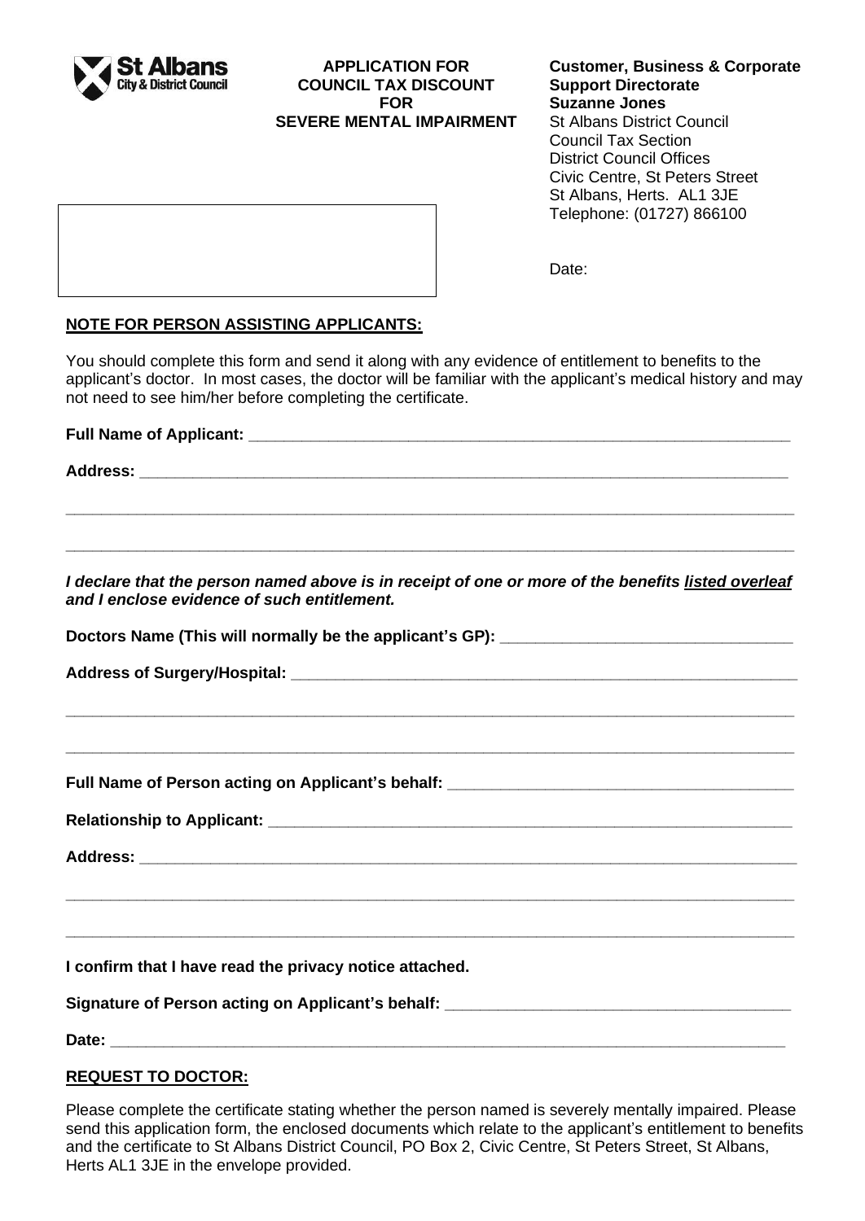**St Albans City & District Council**

**APPLICATION FOR COUNCIL TAX DISCOUNT FOR SEVERE MENTAL IMPAIRMENT**

**Customer, Business & Corporate Support Directorate**
**Suzanne Jones**
St Albans District Council
Council Tax Section
District Council Offices
Civic Centre, St Peters Street
St Albans, Herts. AL1 3JE
Telephone: (01727) 866100

Date:

## NOTE FOR PERSON ASSISTING APPLICANTS:

You should complete this form and send it along with any evidence of entitlement to benefits to the applicant's doctor. In most cases, the doctor will be familiar with the applicant's medical history and may not need to see him/her before completing the certificate.

**Full Name of Applicant:** ______________________________________________

**Address:** ______________________________________________

______________________________________________

______________________________________________

***I declare that the person named above is in receipt of one or more of the benefits listed overleaf and I enclose evidence of such entitlement.***

**Doctors Name (This will normally be the applicant's GP):** ______________________________

**Address of Surgery/Hospital:** ______________________________________________

______________________________________________

______________________________________________

**Full Name of Person acting on Applicant's behalf:** ______________________________

**Relationship to Applicant:** ______________________________________________

**Address:** ______________________________________________

______________________________________________

______________________________________________

**I confirm that I have read the privacy notice attached.**

**Signature of Person acting on Applicant's behalf:** ______________________________

**Date:** ______________________________________________

## REQUEST TO DOCTOR:

Please complete the certificate stating whether the person named is severely mentally impaired. Please send this application form, the enclosed documents which relate to the applicant's entitlement to benefits and the certificate to St Albans District Council, PO Box 2, Civic Centre, St Peters Street, St Albans, Herts AL1 3JE in the envelope provided.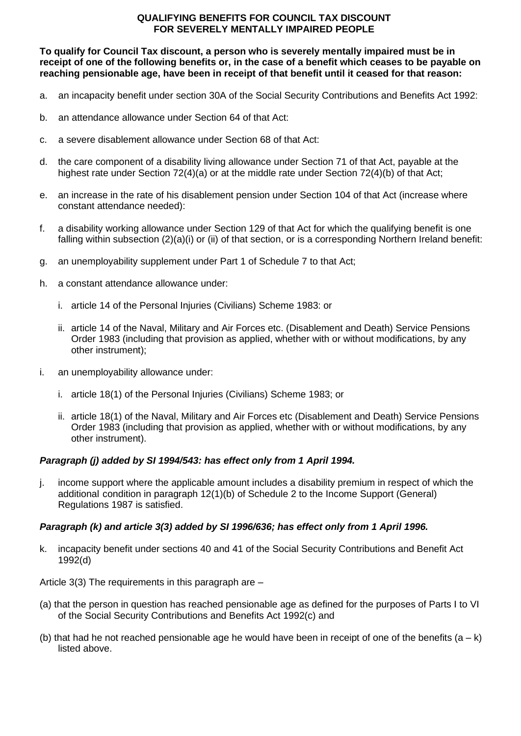**QUALIFYING BENEFITS FOR COUNCIL TAX DISCOUNT FOR SEVERELY MENTALLY IMPAIRED PEOPLE**

**To qualify for Council Tax discount, a person who is severely mentally impaired must be in receipt of one of the following benefits or, in the case of a benefit which ceases to be payable on reaching pensionable age, have been in receipt of that benefit until it ceased for that reason:**

a. an incapacity benefit under section 30A of the Social Security Contributions and Benefits Act 1992:

b. an attendance allowance under Section 64 of that Act:

c. a severe disablement allowance under Section 68 of that Act:

d. the care component of a disability living allowance under Section 71 of that Act, payable at the highest rate under Section 72(4)(a) or at the middle rate under Section 72(4)(b) of that Act;

e. an increase in the rate of his disablement pension under Section 104 of that Act (increase where constant attendance needed):

f. a disability working allowance under Section 129 of that Act for which the qualifying benefit is one falling within subsection (2)(a)(i) or (ii) of that section, or is a corresponding Northern Ireland benefit:

g. an unemployability supplement under Part 1 of Schedule 7 to that Act;

h. a constant attendance allowance under:

   i. article 14 of the Personal Injuries (Civilians) Scheme 1983: or

   ii. article 14 of the Naval, Military and Air Forces etc. (Disablement and Death) Service Pensions Order 1983 (including that provision as applied, whether with or without modifications, by any other instrument);

i. an unemployability allowance under:

   i. article 18(1) of the Personal Injuries (Civilians) Scheme 1983; or

   ii. article 18(1) of the Naval, Military and Air Forces etc (Disablement and Death) Service Pensions Order 1983 (including that provision as applied, whether with or without modifications, by any other instrument).

***Paragraph (j) added by SI 1994/543: has effect only from 1 April 1994.***

j. income support where the applicable amount includes a disability premium in respect of which the additional condition in paragraph 12(1)(b) of Schedule 2 to the Income Support (General) Regulations 1987 is satisfied.

***Paragraph (k) and article 3(3) added by SI 1996/636; has effect only from 1 April 1996.***

k. incapacity benefit under sections 40 and 41 of the Social Security Contributions and Benefit Act 1992(d)

Article 3(3) The requirements in this paragraph are –

(a) that the person in question has reached pensionable age as defined for the purposes of Parts I to VI of the Social Security Contributions and Benefits Act 1992(c) and

(b) that had he not reached pensionable age he would have been in receipt of one of the benefits (a – k) listed above.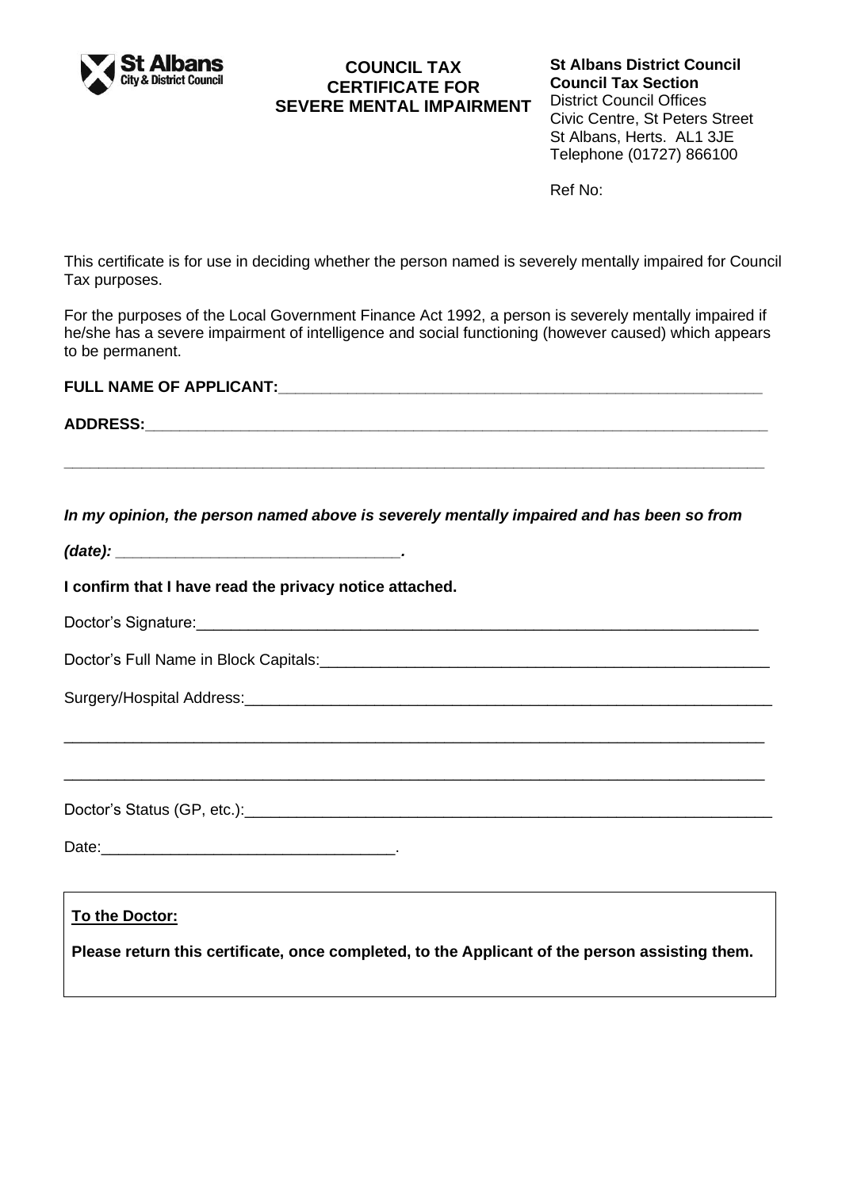**St Albans City & District Council**

# COUNCIL TAX CERTIFICATE FOR SEVERE MENTAL IMPAIRMENT

**St Albans District Council**
**Council Tax Section**
District Council Offices
Civic Centre, St Peters Street
St Albans, Herts. AL1 3JE
Telephone (01727) 866100

Ref No:

This certificate is for use in deciding whether the person named is severely mentally impaired for Council Tax purposes.

For the purposes of the Local Government Finance Act 1992, a person is severely mentally impaired if he/she has a severe impairment of intelligence and social functioning (however caused) which appears to be permanent.

**FULL NAME OF APPLICANT:**_____________________________________________________________

**ADDRESS:**_____________________________________________________________

_____________________________________________________________

***In my opinion, the person named above is severely mentally impaired and has been so from***

***(date): _________________________________.***

**I confirm that I have read the privacy notice attached.**

Doctor's Signature:_____________________________________________________________

Doctor's Full Name in Block Capitals:_____________________________________________________________

Surgery/Hospital Address:_____________________________________________________________

_____________________________________________________________

_____________________________________________________________

Doctor's Status (GP, etc.):_____________________________________________________________

Date:__________________________________.

**To the Doctor:**

**Please return this certificate, once completed, to the Applicant of the person assisting them.**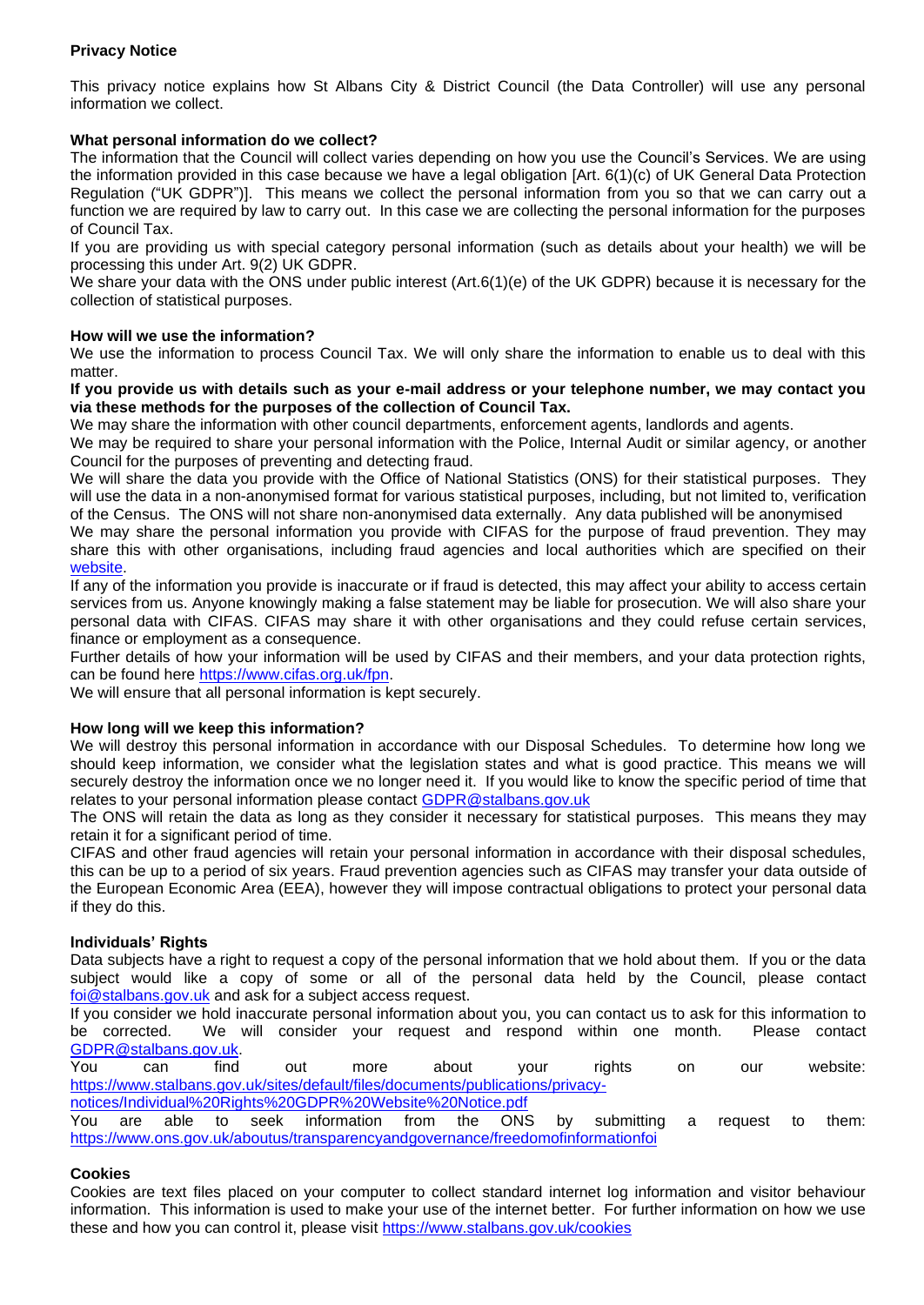**Privacy Notice**

This privacy notice explains how St Albans City & District Council (the Data Controller) will use any personal information we collect.

**What personal information do we collect?**

The information that the Council will collect varies depending on how you use the Council's Services. We are using the information provided in this case because we have a legal obligation [Art. 6(1)(c) of UK General Data Protection Regulation ("UK GDPR")]. This means we collect the personal information from you so that we can carry out a function we are required by law to carry out. In this case we are collecting the personal information for the purposes of Council Tax.

If you are providing us with special category personal information (such as details about your health) we will be processing this under Art. 9(2) UK GDPR.

We share your data with the ONS under public interest (Art.6(1)(e) of the UK GDPR) because it is necessary for the collection of statistical purposes.

**How will we use the information?**

We use the information to process Council Tax. We will only share the information to enable us to deal with this matter.

**If you provide us with details such as your e-mail address or your telephone number, we may contact you via these methods for the purposes of the collection of Council Tax.**

We may share the information with other council departments, enforcement agents, landlords and agents.

We may be required to share your personal information with the Police, Internal Audit or similar agency, or another Council for the purposes of preventing and detecting fraud.

We will share the data you provide with the Office of National Statistics (ONS) for their statistical purposes. They will use the data in a non-anonymised format for various statistical purposes, including, but not limited to, verification of the Census. The ONS will not share non-anonymised data externally. Any data published will be anonymised

We may share the personal information you provide with CIFAS for the purpose of fraud prevention. They may share this with other organisations, including fraud agencies and local authorities which are specified on their website.

If any of the information you provide is inaccurate or if fraud is detected, this may affect your ability to access certain services from us. Anyone knowingly making a false statement may be liable for prosecution. We will also share your personal data with CIFAS. CIFAS may share it with other organisations and they could refuse certain services, finance or employment as a consequence.

Further details of how your information will be used by CIFAS and their members, and your data protection rights, can be found here https://www.cifas.org.uk/fpn.

We will ensure that all personal information is kept securely.

**How long will we keep this information?**

We will destroy this personal information in accordance with our Disposal Schedules. To determine how long we should keep information, we consider what the legislation states and what is good practice. This means we will securely destroy the information once we no longer need it. If you would like to know the specific period of time that relates to your personal information please contact GDPR@stalbans.gov.uk

The ONS will retain the data as long as they consider it necessary for statistical purposes. This means they may retain it for a significant period of time.

CIFAS and other fraud agencies will retain your personal information in accordance with their disposal schedules, this can be up to a period of six years. Fraud prevention agencies such as CIFAS may transfer your data outside of the European Economic Area (EEA), however they will impose contractual obligations to protect your personal data if they do this.

**Individuals' Rights**

Data subjects have a right to request a copy of the personal information that we hold about them. If you or the data subject would like a copy of some or all of the personal data held by the Council, please contact foi@stalbans.gov.uk and ask for a subject access request.

If you consider we hold inaccurate personal information about you, you can contact us to ask for this information to be corrected. We will consider your request and respond within one month. Please contact GDPR@stalbans.gov.uk.

You can find out more about your rights on our website: https://www.stalbans.gov.uk/sites/default/files/documents/publications/privacy-notices/Individual%20Rights%20GDPR%20Website%20Notice.pdf

You are able to seek information from the ONS by submitting a request to them: https://www.ons.gov.uk/aboutus/transparencyandgovernance/freedomofinformationfoi

**Cookies**

Cookies are text files placed on your computer to collect standard internet log information and visitor behaviour information. This information is used to make your use of the internet better. For further information on how we use these and how you can control it, please visit https://www.stalbans.gov.uk/cookies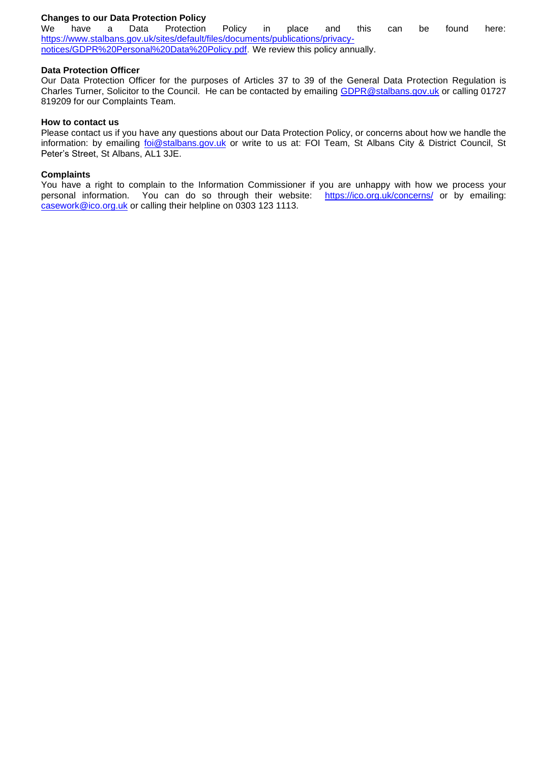**Changes to our Data Protection Policy**

We have a Data Protection Policy in place and this can be found here: https://www.stalbans.gov.uk/sites/default/files/documents/publications/privacy-notices/GDPR%20Personal%20Data%20Policy.pdf. We review this policy annually.

**Data Protection Officer**

Our Data Protection Officer for the purposes of Articles 37 to 39 of the General Data Protection Regulation is Charles Turner, Solicitor to the Council. He can be contacted by emailing GDPR@stalbans.gov.uk or calling 01727 819209 for our Complaints Team.

**How to contact us**

Please contact us if you have any questions about our Data Protection Policy, or concerns about how we handle the information: by emailing foi@stalbans.gov.uk or write to us at: FOI Team, St Albans City & District Council, St Peter's Street, St Albans, AL1 3JE.

**Complaints**

You have a right to complain to the Information Commissioner if you are unhappy with how we process your personal information. You can do so through their website: https://ico.org.uk/concerns/ or by emailing: casework@ico.org.uk or calling their helpline on 0303 123 1113.